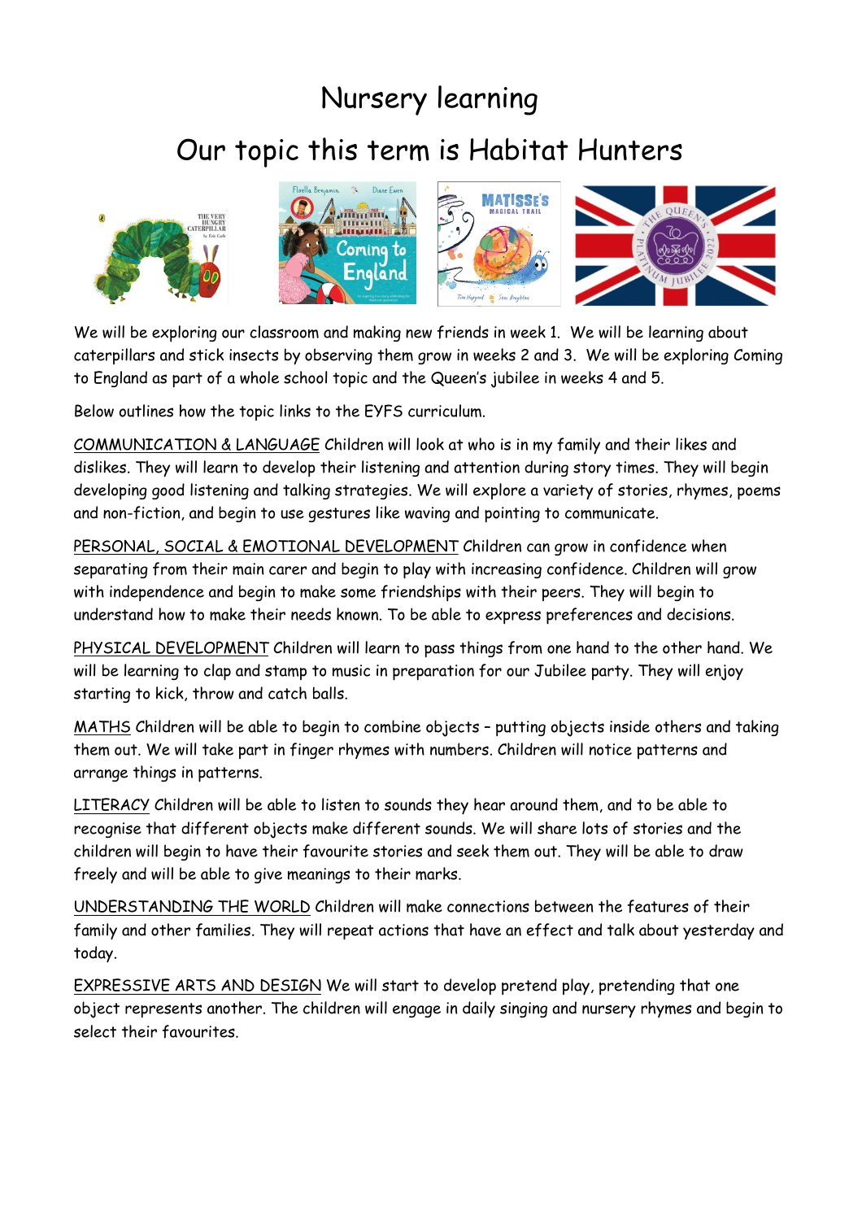# Nursery learning

## Our topic this term is Habitat Hunters

We will be exploring our classroom and making new friends in week 1. We will be learning about caterpillars and stick insects by observing them grow in weeks 2 and 3. We will be exploring Coming to England as part of a whole school topic and the Queen's jubilee in weeks 4 and 5.

Below outlines how the topic links to the EYFS curriculum.

COMMUNICATION & LANGUAGE Children will look at who is in my family and their likes and dislikes. They will learn to develop their listening and attention during story times. They will begin developing good listening and talking strategies. We will explore a variety of stories, rhymes, poems and non-fiction, and begin to use gestures like waving and pointing to communicate.

PERSONAL, SOCIAL & EMOTIONAL DEVELOPMENT Children can grow in confidence when separating from their main carer and begin to play with increasing confidence. Children will grow with independence and begin to make some friendships with their peers. They will begin to understand how to make their needs known. To be able to express preferences and decisions.

PHYSICAL DEVELOPMENT Children will learn to pass things from one hand to the other hand. We will be learning to clap and stamp to music in preparation for our Jubilee party. They will enjoy starting to kick, throw and catch balls.

MATHS Children will be able to begin to combine objects – putting objects inside others and taking them out. We will take part in finger rhymes with numbers. Children will notice patterns and arrange things in patterns.

LITERACY Children will be able to listen to sounds they hear around them, and to be able to recognise that different objects make different sounds. We will share lots of stories and the children will begin to have their favourite stories and seek them out. They will be able to draw freely and will be able to give meanings to their marks.

UNDERSTANDING THE WORLD Children will make connections between the features of their family and other families. They will repeat actions that have an effect and talk about yesterday and today.

EXPRESSIVE ARTS AND DESIGN We will start to develop pretend play, pretending that one object represents another. The children will engage in daily singing and nursery rhymes and begin to select their favourites.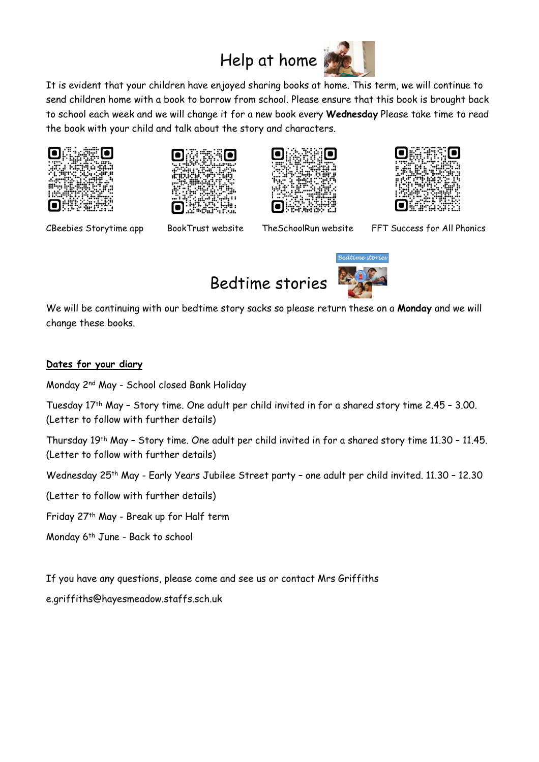# Help at home

It is evident that your children have enjoyed sharing books at home. This term, we will continue to send children home with a book to borrow from school. Please ensure that this book is brought back to school each week and we will change it for a new book every **Wednesday** Please take time to read the book with your child and talk about the story and characters.

CBeebies Storytime app

BookTrust website

TheSchoolRun website

FFT Success for All Phonics

# Bedtime stories

We will be continuing with our bedtime story sacks so please return these on a **Monday** and we will change these books.

**Dates for your diary**

Monday 2nd May - School closed Bank Holiday

Tuesday 17th May – Story time. One adult per child invited in for a shared story time 2.45 – 3.00. (Letter to follow with further details)

Thursday 19th May – Story time. One adult per child invited in for a shared story time 11.30 – 11.45. (Letter to follow with further details)

Wednesday 25th May - Early Years Jubilee Street party – one adult per child invited. 11.30 – 12.30

(Letter to follow with further details)

Friday 27th May - Break up for Half term

Monday 6th June - Back to school

If you have any questions, please come and see us or contact Mrs Griffiths

e.griffiths@hayesmeadow.staffs.sch.uk